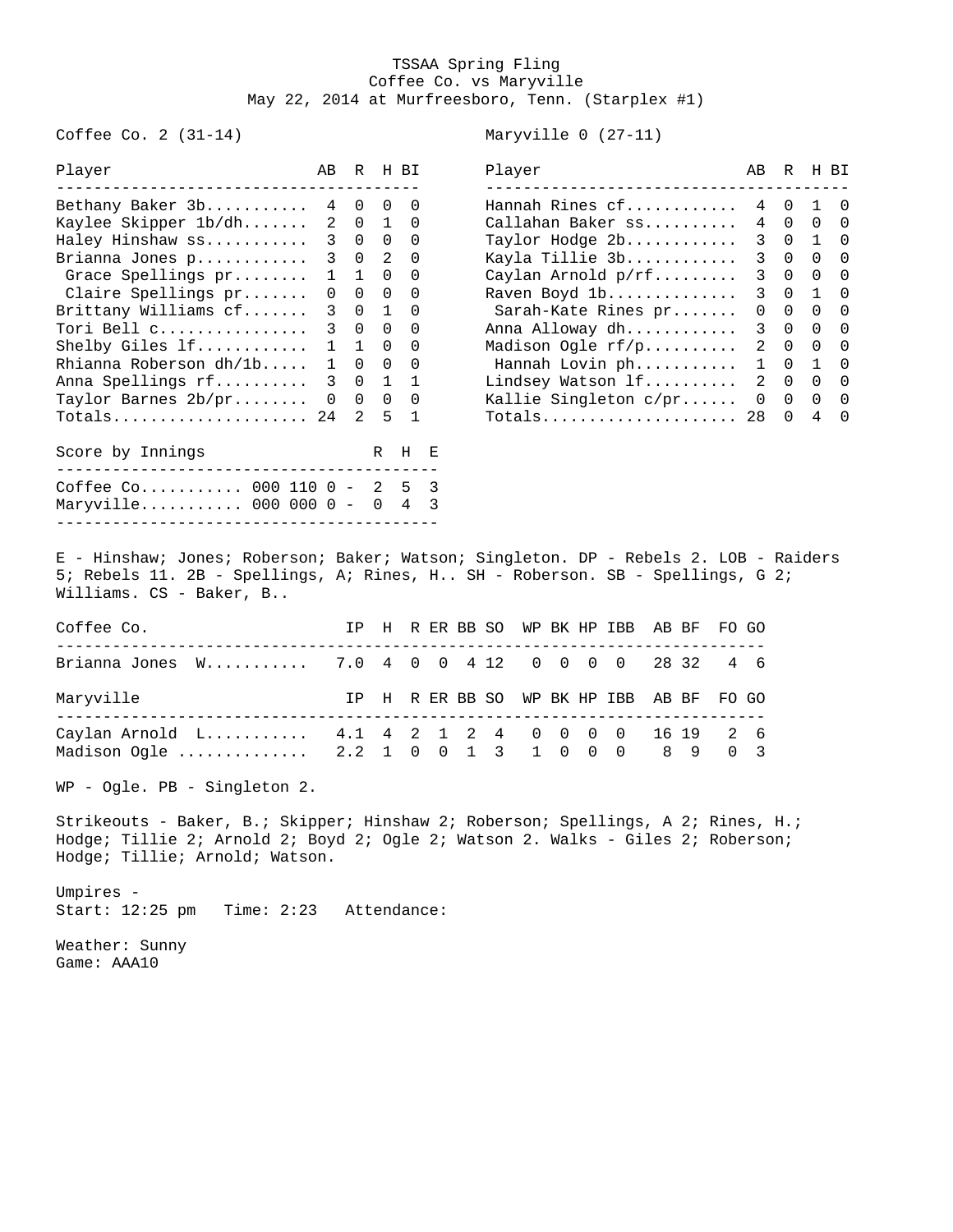# TSSAA Spring Fling
## Coffee Co. vs Maryville
### May 22, 2014 at Murfreesboro, Tenn. (Starplex #1)

**Coffee Co. 2 (31-14)**

| Player | AB | R | H | BI |
|---|---|---|---|---|
| Bethany Baker 3b | 4 | 0 | 0 | 0 |
| Kaylee Skipper 1b/dh | 2 | 0 | 1 | 0 |
| Haley Hinshaw ss | 3 | 0 | 0 | 0 |
| Brianna Jones p | 3 | 0 | 2 | 0 |
| Grace Spellings pr | 1 | 1 | 0 | 0 |
| Claire Spellings pr | 0 | 0 | 0 | 0 |
| Brittany Williams cf | 3 | 0 | 1 | 0 |
| Tori Bell c | 3 | 0 | 0 | 0 |
| Shelby Giles lf | 1 | 1 | 0 | 0 |
| Rhianna Roberson dh/1b | 1 | 0 | 0 | 0 |
| Anna Spellings rf | 3 | 0 | 1 | 1 |
| Taylor Barnes 2b/pr | 0 | 0 | 0 | 0 |
| Totals | 24 | 2 | 5 | 1 |

**Maryville 0 (27-11)**

| Player | AB | R | H | BI |
|---|---|---|---|---|
| Hannah Rines cf | 4 | 0 | 1 | 0 |
| Callahan Baker ss | 4 | 0 | 0 | 0 |
| Taylor Hodge 2b | 3 | 0 | 1 | 0 |
| Kayla Tillie 3b | 3 | 0 | 0 | 0 |
| Caylan Arnold p/rf | 3 | 0 | 0 | 0 |
| Raven Boyd 1b | 3 | 0 | 1 | 0 |
| Sarah-Kate Rines pr | 0 | 0 | 0 | 0 |
| Anna Alloway dh | 3 | 0 | 0 | 0 |
| Madison Ogle rf/p | 2 | 0 | 0 | 0 |
| Hannah Lovin ph | 1 | 0 | 1 | 0 |
| Lindsey Watson lf | 2 | 0 | 0 | 0 |
| Kallie Singleton c/pr | 0 | 0 | 0 | 0 |
| Totals | 28 | 0 | 4 | 0 |

| Score by Innings | | R | H | E |
|---|---|---|---|---|
| Coffee Co. | 000 110 0 - | 2 | 5 | 3 |
| Maryville | 000 000 0 - | 0 | 4 | 3 |

E - Hinshaw; Jones; Roberson; Baker; Watson; Singleton. DP - Rebels 2. LOB - Raiders 5; Rebels 11. 2B - Spellings, A; Rines, H.. SH - Roberson. SB - Spellings, G 2; Williams. CS - Baker, B..

| Coffee Co. | IP | H | R | ER | BB | SO | WP | BK | HP | IBB | AB | BF | FO | GO |
|---|---|---|---|---|---|---|---|---|---|---|---|---|---|---|
| Brianna Jones W | 7.0 | 4 | 0 | 0 | 4 | 12 | 0 | 0 | 0 | 0 | 28 | 32 | 4 | 6 |

| Maryville | IP | H | R | ER | BB | SO | WP | BK | HP | IBB | AB | BF | FO | GO |
|---|---|---|---|---|---|---|---|---|---|---|---|---|---|---|
| Caylan Arnold L | 4.1 | 4 | 2 | 1 | 2 | 4 | 0 | 0 | 0 | 0 | 16 | 19 | 2 | 6 |
| Madison Ogle | 2.2 | 1 | 0 | 0 | 1 | 3 | 1 | 0 | 0 | 0 | 8 | 9 | 0 | 3 |

WP - Ogle. PB - Singleton 2.

Strikeouts - Baker, B.; Skipper; Hinshaw 2; Roberson; Spellings, A 2; Rines, H.; Hodge; Tillie 2; Arnold 2; Boyd 2; Ogle 2; Watson 2. Walks - Giles 2; Roberson; Hodge; Tillie; Arnold; Watson.

Umpires -
Start: 12:25 pm   Time: 2:23   Attendance:

Weather: Sunny
Game: AAA10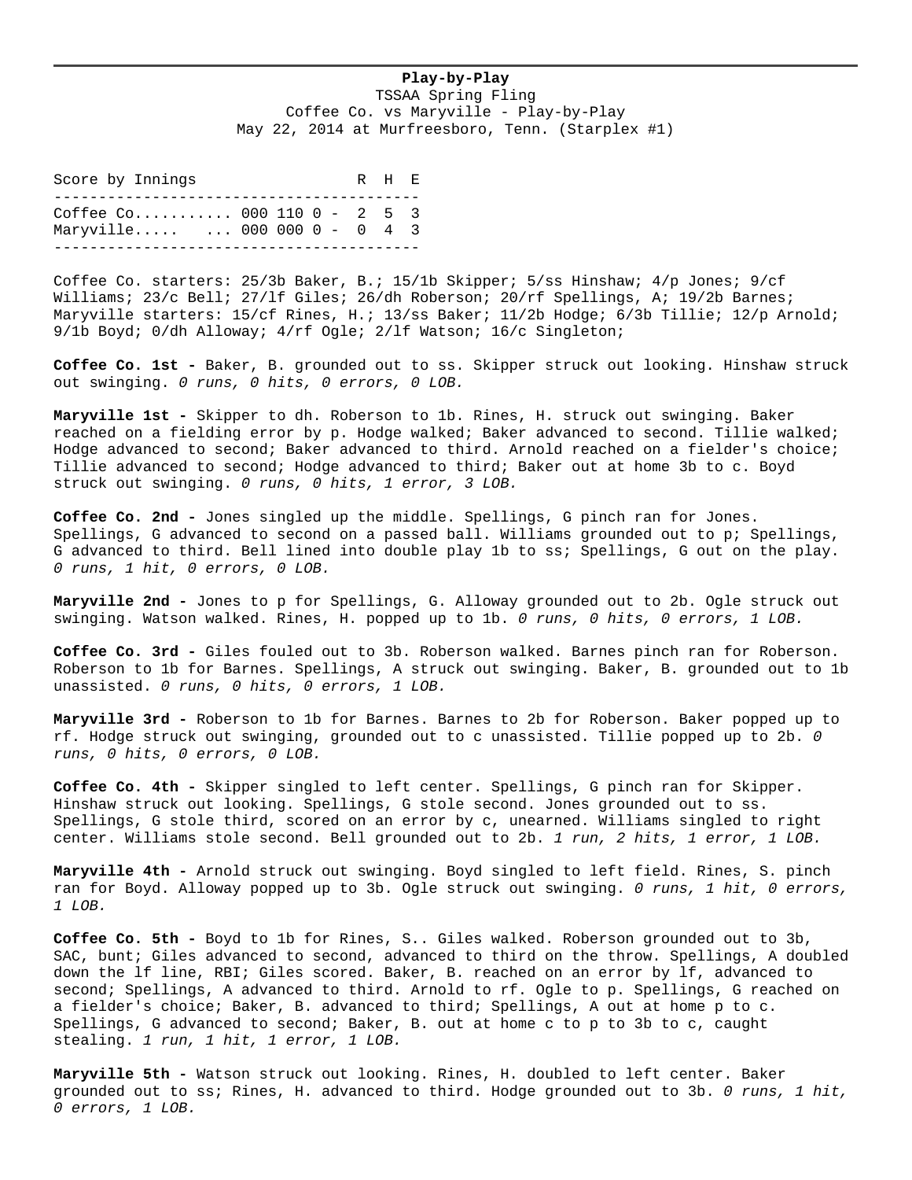**Play-by-Play**

TSSAA Spring Fling

Coffee Co. vs Maryville - Play-by-Play

May 22, 2014 at Murfreesboro, Tenn. (Starplex #1)

| Score by Innings | | R | H | E |
|---|---|---|---|---|
| Coffee Co.......... | 000 110 0 - | 2 | 5 | 3 |
| Maryville..... ... | 000 000 0 - | 0 | 4 | 3 |

Coffee Co. starters: 25/3b Baker, B.; 15/1b Skipper; 5/ss Hinshaw; 4/p Jones; 9/cf Williams; 23/c Bell; 27/lf Giles; 26/dh Roberson; 20/rf Spellings, A; 19/2b Barnes;
Maryville starters: 15/cf Rines, H.; 13/ss Baker; 11/2b Hodge; 6/3b Tillie; 12/p Arnold; 9/1b Boyd; 0/dh Alloway; 4/rf Ogle; 2/lf Watson; 16/c Singleton;

**Coffee Co. 1st -** Baker, B. grounded out to ss. Skipper struck out looking. Hinshaw struck out swinging. *0 runs, 0 hits, 0 errors, 0 LOB.*

**Maryville 1st -** Skipper to dh. Roberson to 1b. Rines, H. struck out swinging. Baker reached on a fielding error by p. Hodge walked; Baker advanced to second. Tillie walked; Hodge advanced to second; Baker advanced to third. Arnold reached on a fielder's choice; Tillie advanced to second; Hodge advanced to third; Baker out at home 3b to c. Boyd struck out swinging. *0 runs, 0 hits, 1 error, 3 LOB.*

**Coffee Co. 2nd -** Jones singled up the middle. Spellings, G pinch ran for Jones. Spellings, G advanced to second on a passed ball. Williams grounded out to p; Spellings, G advanced to third. Bell lined into double play 1b to ss; Spellings, G out on the play. *0 runs, 1 hit, 0 errors, 0 LOB.*

**Maryville 2nd -** Jones to p for Spellings, G. Alloway grounded out to 2b. Ogle struck out swinging. Watson walked. Rines, H. popped up to 1b. *0 runs, 0 hits, 0 errors, 1 LOB.*

**Coffee Co. 3rd -** Giles fouled out to 3b. Roberson walked. Barnes pinch ran for Roberson. Roberson to 1b for Barnes. Spellings, A struck out swinging. Baker, B. grounded out to 1b unassisted. *0 runs, 0 hits, 0 errors, 1 LOB.*

**Maryville 3rd -** Roberson to 1b for Barnes. Barnes to 2b for Roberson. Baker popped up to rf. Hodge struck out swinging, grounded out to c unassisted. Tillie popped up to 2b. *0 runs, 0 hits, 0 errors, 0 LOB.*

**Coffee Co. 4th -** Skipper singled to left center. Spellings, G pinch ran for Skipper. Hinshaw struck out looking. Spellings, G stole second. Jones grounded out to ss. Spellings, G stole third, scored on an error by c, unearned. Williams singled to right center. Williams stole second. Bell grounded out to 2b. *1 run, 2 hits, 1 error, 1 LOB.*

**Maryville 4th -** Arnold struck out swinging. Boyd singled to left field. Rines, S. pinch ran for Boyd. Alloway popped up to 3b. Ogle struck out swinging. *0 runs, 1 hit, 0 errors, 1 LOB.*

**Coffee Co. 5th -** Boyd to 1b for Rines, S.. Giles walked. Roberson grounded out to 3b, SAC, bunt; Giles advanced to second, advanced to third on the throw. Spellings, A doubled down the lf line, RBI; Giles scored. Baker, B. reached on an error by lf, advanced to second; Spellings, A advanced to third. Arnold to rf. Ogle to p. Spellings, G reached on a fielder's choice; Baker, B. advanced to third; Spellings, A out at home p to c. Spellings, G advanced to second; Baker, B. out at home c to p to 3b to c, caught stealing. *1 run, 1 hit, 1 error, 1 LOB.*

**Maryville 5th -** Watson struck out looking. Rines, H. doubled to left center. Baker grounded out to ss; Rines, H. advanced to third. Hodge grounded out to 3b. *0 runs, 1 hit, 0 errors, 1 LOB.*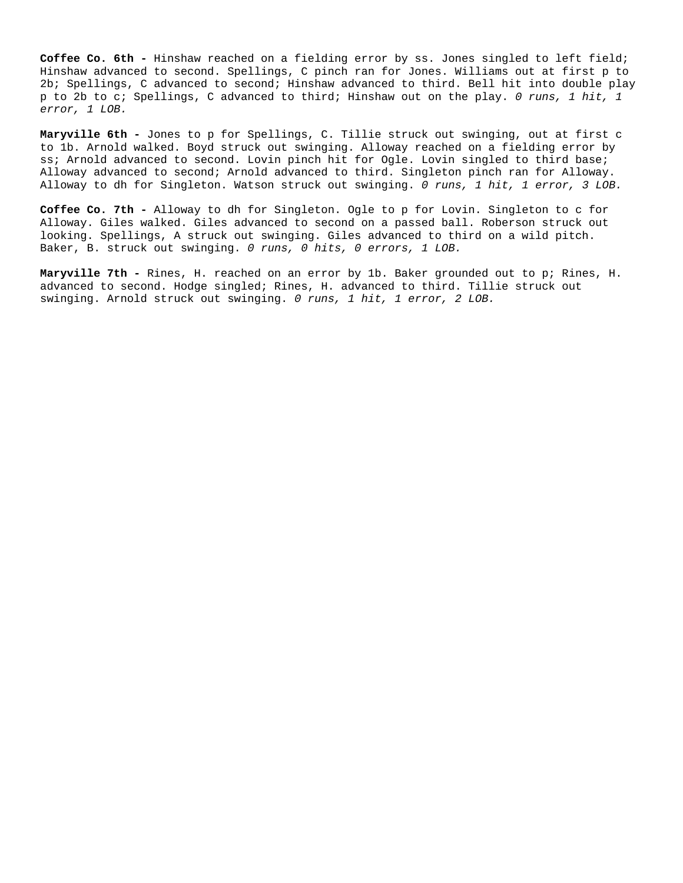**Coffee Co. 6th -** Hinshaw reached on a fielding error by ss. Jones singled to left field; Hinshaw advanced to second. Spellings, C pinch ran for Jones. Williams out at first p to 2b; Spellings, C advanced to second; Hinshaw advanced to third. Bell hit into double play p to 2b to c; Spellings, C advanced to third; Hinshaw out on the play. *0 runs, 1 hit, 1 error, 1 LOB.*

**Maryville 6th -** Jones to p for Spellings, C. Tillie struck out swinging, out at first c to 1b. Arnold walked. Boyd struck out swinging. Alloway reached on a fielding error by ss; Arnold advanced to second. Lovin pinch hit for Ogle. Lovin singled to third base; Alloway advanced to second; Arnold advanced to third. Singleton pinch ran for Alloway. Alloway to dh for Singleton. Watson struck out swinging. *0 runs, 1 hit, 1 error, 3 LOB.*

**Coffee Co. 7th -** Alloway to dh for Singleton. Ogle to p for Lovin. Singleton to c for Alloway. Giles walked. Giles advanced to second on a passed ball. Roberson struck out looking. Spellings, A struck out swinging. Giles advanced to third on a wild pitch. Baker, B. struck out swinging. *0 runs, 0 hits, 0 errors, 1 LOB.*

**Maryville 7th -** Rines, H. reached on an error by 1b. Baker grounded out to p; Rines, H. advanced to second. Hodge singled; Rines, H. advanced to third. Tillie struck out swinging. Arnold struck out swinging. *0 runs, 1 hit, 1 error, 2 LOB.*